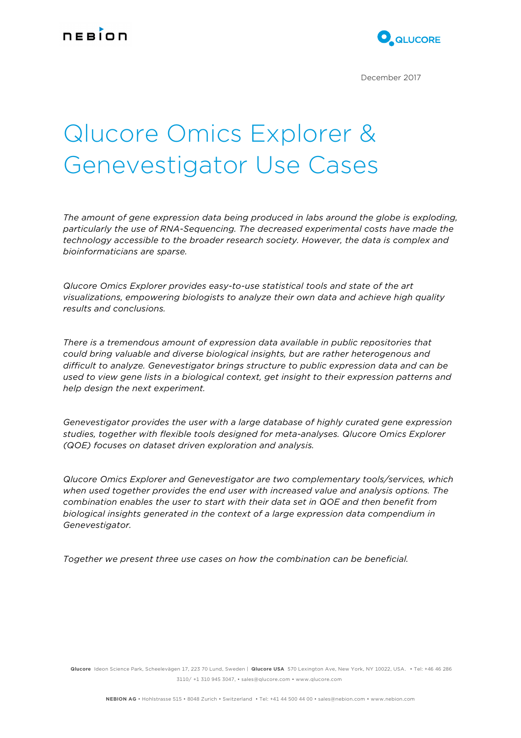December 2017

# Qlucore Omics Explorer & Genevestigator Use Cases

*The amount of gene expression data being produced in labs around the globe is exploding, particularly the use of RNA-Sequencing. The decreased experimental costs have made the technology accessible to the broader research society. However, the data is complex and bioinformaticians are sparse.*

*Qlucore Omics Explorer provides easy-to-use statistical tools and state of the art visualizations, empowering biologists to analyze their own data and achieve high quality results and conclusions.*

*There is a tremendous amount of expression data available in public repositories that could bring valuable and diverse biological insights, but are rather heterogenous and difficult to analyze. Genevestigator brings structure to public expression data and can be used to view gene lists in a biological context, get insight to their expression patterns and help design the next experiment.*

*Genevestigator provides the user with a large database of highly curated gene expression studies, together with flexible tools designed for meta-analyses. Qlucore Omics Explorer (QOE) focuses on dataset driven exploration and analysis.*

*Qlucore Omics Explorer and Genevestigator are two complementary tools/services, which when used together provides the end user with increased value and analysis options. The combination enables the user to start with their data set in QOE and then benefit from biological insights generated in the context of a large expression data compendium in Genevestigator.*

*Together we present three use cases on how the combination can be beneficial.*

**Qlucore** Ideon Science Park, Scheelevägen 17, 223 70 Lund, Sweden | **Qlucore USA** 570 Lexington Ave, New York, NY 10022, USA. • Tel: +46 46 286 3110/ +1 310 945 3047, • sales@qlucore.com • www.qlucore.com

**NEBION AG** • Hohlstrasse 515 • 8048 Zurich • Switzerland • Tel: +41 44 500 44 00 • sales@nebion.com • www.nebion.com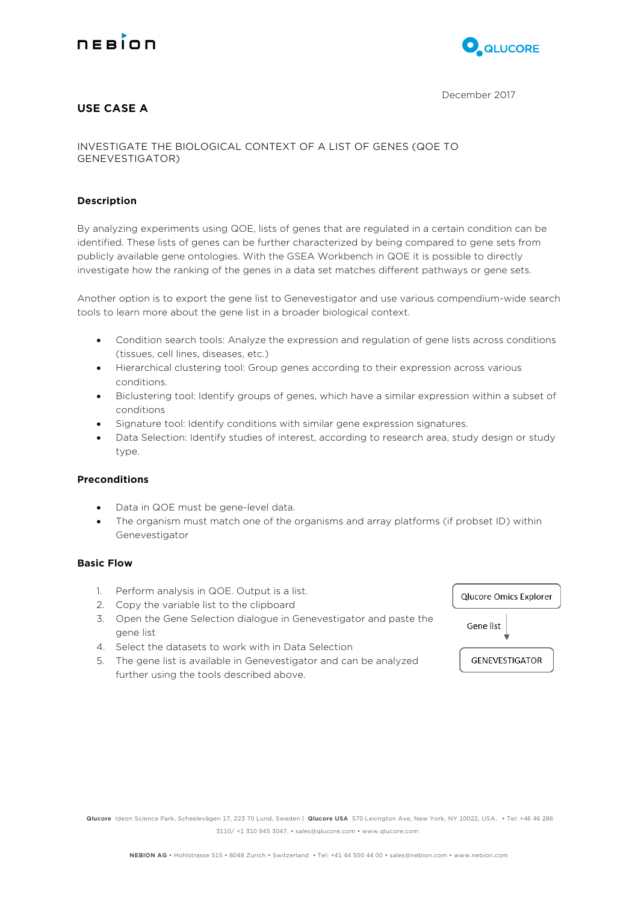December 2017

## USE CASE A

INVESTIGATE THE BIOLOGICAL CONTEXT OF A LIST OF GENES (QOE TO GENEVESTIGATOR)

### Description

By analyzing experiments using QOE, lists of genes that are regulated in a certain condition can be identified. These lists of genes can be further characterized by being compared to gene sets from publicly available gene ontologies. With the GSEA Workbench in QOE it is possible to directly investigate how the ranking of the genes in a data set matches different pathways or gene sets.

Another option is to export the gene list to Genevestigator and use various compendium-wide search tools to learn more about the gene list in a broader biological context.

- Condition search tools: Analyze the expression and regulation of gene lists across conditions (tissues, cell lines, diseases, etc.)
- Hierarchical clustering tool: Group genes according to their expression across various conditions.
- Biclustering tool: Identify groups of genes, which have a similar expression within a subset of conditions
- Signature tool: Identify conditions with similar gene expression signatures.
- Data Selection: Identify studies of interest, according to research area, study design or study type.

### Preconditions

- Data in QOE must be gene-level data.
- The organism must match one of the organisms and array platforms (if probset ID) within Genevestigator

### Basic Flow

1. Perform analysis in QOE. Output is a list.
2. Copy the variable list to the clipboard
3. Open the Gene Selection dialogue in Genevestigator and paste the gene list
4. Select the datasets to work with in Data Selection
5. The gene list is available in Genevestigator and can be analyzed further using the tools described above.

Qlucore Omics Explorer → Gene list → GENEVESTIGATOR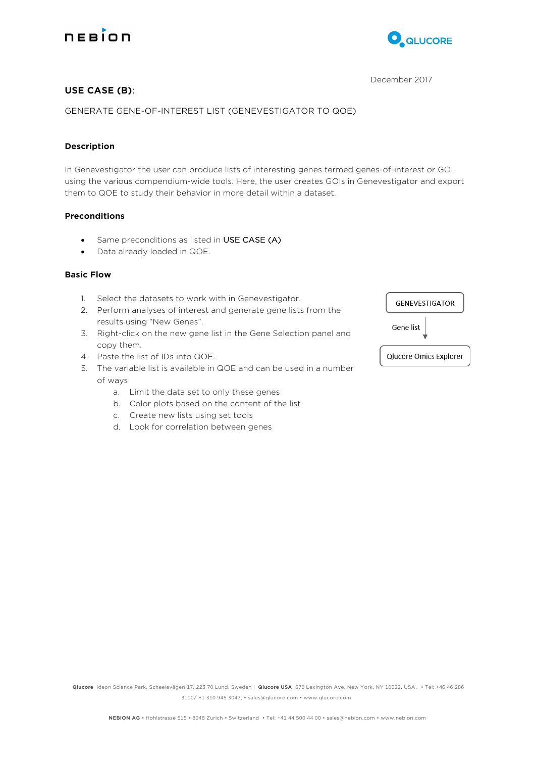December 2017

## USE CASE (B):

GENERATE GENE-OF-INTEREST LIST (GENEVESTIGATOR TO QOE)

### Description

In Genevestigator the user can produce lists of interesting genes termed genes-of-interest or GOI, using the various compendium-wide tools. Here, the user creates GOIs in Genevestigator and export them to QOE to study their behavior in more detail within a dataset.

### Preconditions

- Same preconditions as listed in USE CASE (A)
- Data already loaded in QOE.

### Basic Flow

1. Select the datasets to work with in Genevestigator.
2. Perform analyses of interest and generate gene lists from the results using "New Genes".
3. Right-click on the new gene list in the Gene Selection panel and copy them.
4. Paste the list of IDs into QOE.
5. The variable list is available in QOE and can be used in a number of ways
   a. Limit the data set to only these genes
   b. Color plots based on the content of the list
   c. Create new lists using set tools
   d. Look for correlation between genes

GENEVESTIGATOR

Gene list

Qlucore Omics Explorer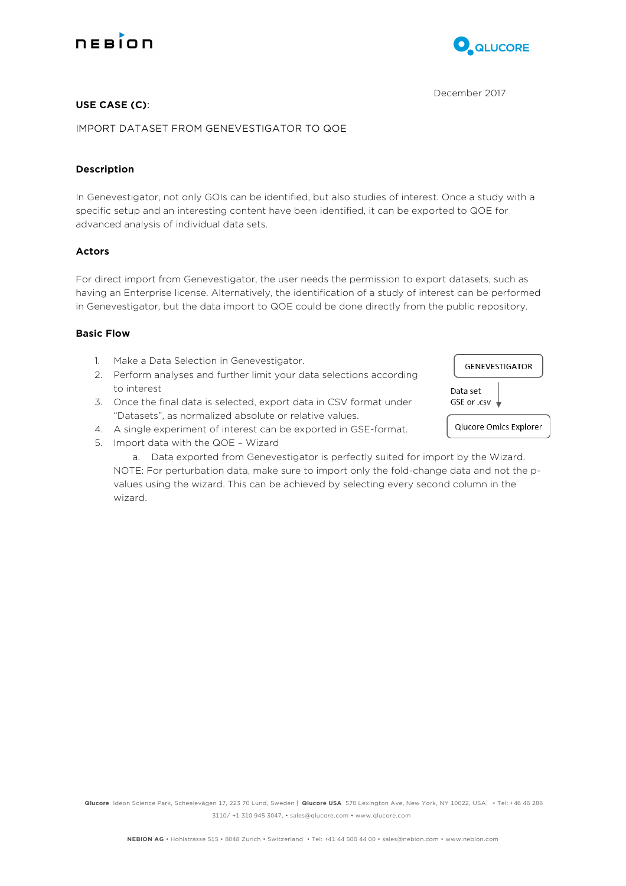December 2017

**USE CASE (C)**:

IMPORT DATASET FROM GENEVESTIGATOR TO QOE

### Description

In Genevestigator, not only GOIs can be identified, but also studies of interest. Once a study with a specific setup and an interesting content have been identified, it can be exported to QOE for advanced analysis of individual data sets.

### Actors

For direct import from Genevestigator, the user needs the permission to export datasets, such as having an Enterprise license. Alternatively, the identification of a study of interest can be performed in Genevestigator, but the data import to QOE could be done directly from the public repository.

### Basic Flow

1. Make a Data Selection in Genevestigator.
2. Perform analyses and further limit your data selections according to interest
3. Once the final data is selected, export data in CSV format under "Datasets", as normalized absolute or relative values.
4. A single experiment of interest can be exported in GSE-format.
5. Import data with the QOE – Wizard
    a. Data exported from Genevestigator is perfectly suited for import by the Wizard. NOTE: For perturbation data, make sure to import only the fold-change data and not the p-values using the wizard. This can be achieved by selecting every second column in the wizard.

GENEVESTIGATOR

Data set
GSE or .csv

Qlucore Omics Explorer

**Qlucore** Ideon Science Park, Scheelevägen 17, 223 70 Lund, Sweden | **Qlucore USA** 570 Lexington Ave, New York, NY 10022, USA. • Tel: +46 46 286 3110/ +1 310 945 3047, • sales@qlucore.com • www.qlucore.com

**NEBION AG** • Hohlstrasse 515 • 8048 Zurich • Switzerland • Tel: +41 44 500 44 00 • sales@nebion.com • www.nebion.com